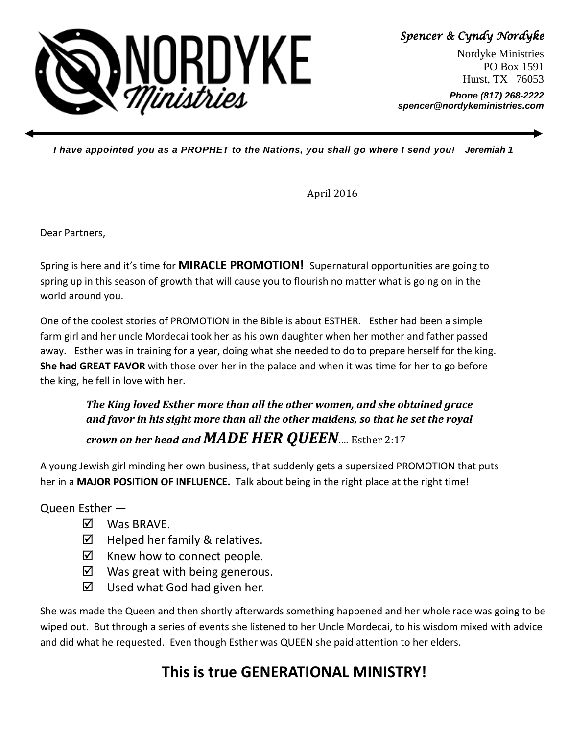**NORDYKE Ministries**

*Spencer & Cyndy Nordyke*

Nordyke Ministries
PO Box 1591
Hurst, TX 76053

***Phone (817) 268-2222***
***spencer@nordykeministries.com***

***I have appointed you as a PROPHET to the Nations, you shall go where I send you! Jeremiah 1***

April 2016

Dear Partners,

Spring is here and it's time for **MIRACLE PROMOTION!** Supernatural opportunities are going to spring up in this season of growth that will cause you to flourish no matter what is going on in the world around you.

One of the coolest stories of PROMOTION in the Bible is about ESTHER. Esther had been a simple farm girl and her uncle Mordecai took her as his own daughter when her mother and father passed away. Esther was in training for a year, doing what she needed to do to prepare herself for the king. **She had GREAT FAVOR** with those over her in the palace and when it was time for her to go before the king, he fell in love with her.

> ***The King loved Esther more than all the other women, and she obtained grace and favor in his sight more than all the other maidens, so that he set the royal crown on her head and MADE HER QUEEN....*** Esther 2:17

A young Jewish girl minding her own business, that suddenly gets a supersized PROMOTION that puts her in a **MAJOR POSITION OF INFLUENCE.** Talk about being in the right place at the right time!

Queen Esther —

- ☑ Was BRAVE.
- ☑ Helped her family & relatives.
- ☑ Knew how to connect people.
- ☑ Was great with being generous.
- ☑ Used what God had given her.

She was made the Queen and then shortly afterwards something happened and her whole race was going to be wiped out. But through a series of events she listened to her Uncle Mordecai, to his wisdom mixed with advice and did what he requested. Even though Esther was QUEEN she paid attention to her elders.

## This is true GENERATIONAL MINISTRY!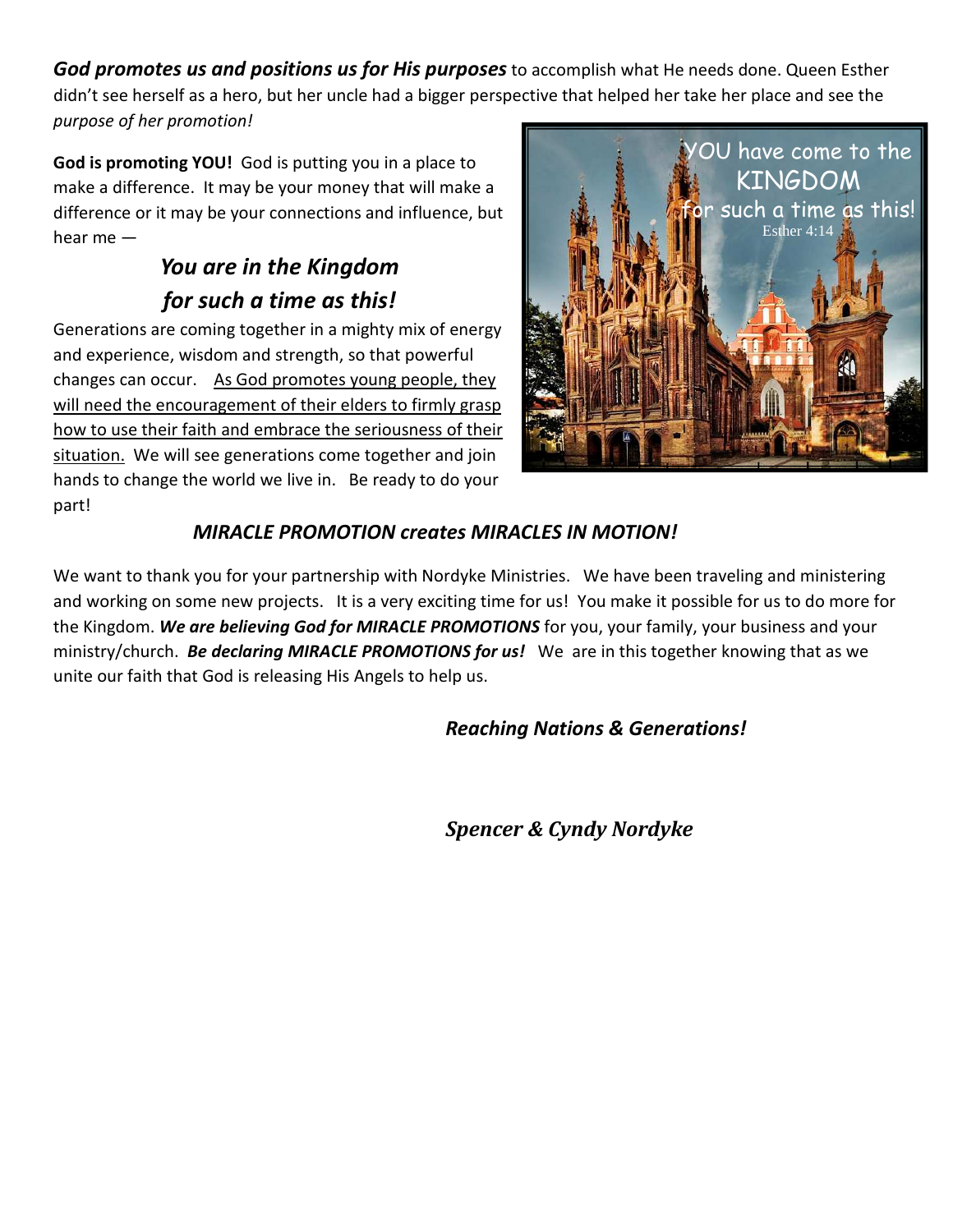***God promotes us and positions us for His purposes*** to accomplish what He needs done. Queen Esther didn't see herself as a hero, but her uncle had a bigger perspective that helped her take her place and see the *purpose of her promotion!*

**God is promoting YOU!** God is putting you in a place to make a difference. It may be your money that will make a difference or it may be your connections and influence, but hear me —

***You are in the Kingdom***
***for such a time as this!***

Generations are coming together in a mighty mix of energy and experience, wisdom and strength, so that powerful changes can occur. <u>As God promotes young people, they will need the encouragement of their elders to firmly grasp how to use their faith and embrace the seriousness of their situation.</u> We will see generations come together and join hands to change the world we live in. Be ready to do your part!

YOU have come to the KINGDOM for such a time as this!
Esther 4:14

***MIRACLE PROMOTION creates MIRACLES IN MOTION!***

We want to thank you for your partnership with Nordyke Ministries. We have been traveling and ministering and working on some new projects. It is a very exciting time for us! You make it possible for us to do more for the Kingdom. ***We are believing God for MIRACLE PROMOTIONS*** for you, your family, your business and your ministry/church. ***Be declaring MIRACLE PROMOTIONS for us!*** We are in this together knowing that as we unite our faith that God is releasing His Angels to help us.

***Reaching Nations & Generations!***

***Spencer & Cyndy Nordyke***